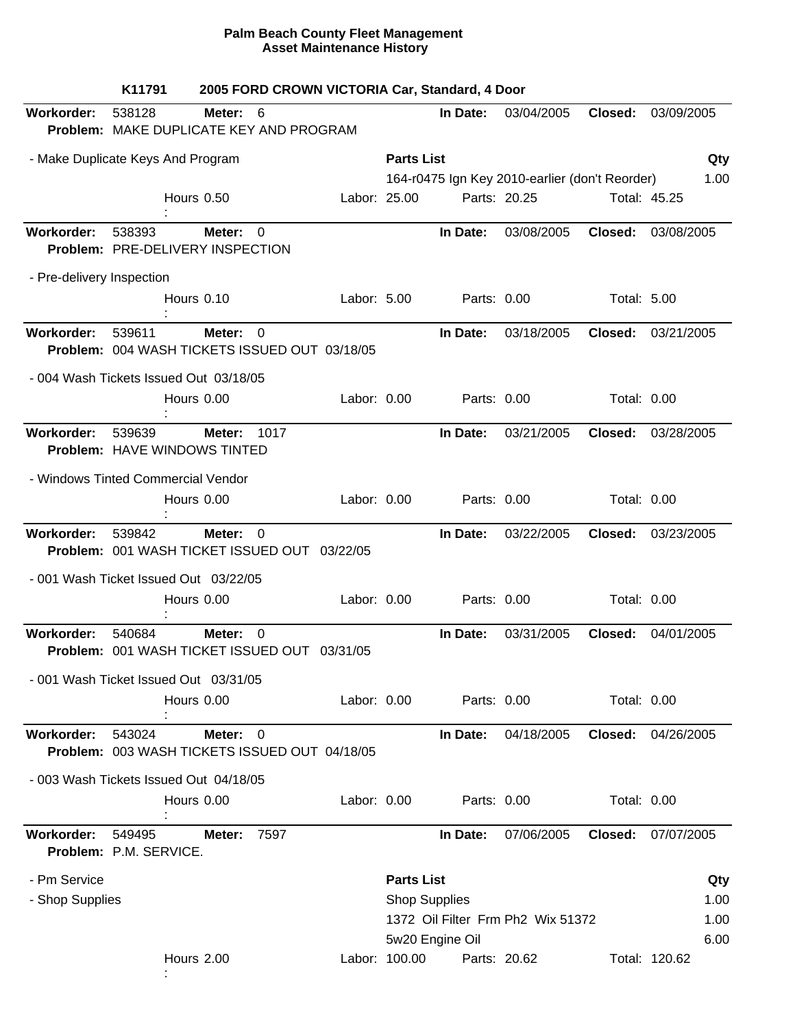**Palm Beach County Fleet Management**
**Asset Maintenance History**

**K11791** **2005 FORD CROWN VICTORIA Car, Standard, 4 Door**

---

**Workorder:** 538128 **Meter:** 6 **In Date:** 03/04/2005 **Closed:** 03/09/2005
**Problem:** MAKE DUPLICATE KEY AND PROGRAM

- Make Duplicate Keys And Program

| Parts List | Qty |
|---|---|
| 164-r0475 Ign Key 2010-earlier (don't Reorder) | 1.00 |

Hours 0.50 : Labor: 25.00 Parts: 20.25 Total: 45.25

---

**Workorder:** 538393 **Meter:** 0 **In Date:** 03/08/2005 **Closed:** 03/08/2005
**Problem:** PRE-DELIVERY INSPECTION

- Pre-delivery Inspection

Hours 0.10 : Labor: 5.00 Parts: 0.00 Total: 5.00

---

**Workorder:** 539611 **Meter:** 0 **In Date:** 03/18/2005 **Closed:** 03/21/2005
**Problem:** 004 WASH TICKETS ISSUED OUT 03/18/05

- 004 Wash Tickets Issued Out 03/18/05

Hours 0.00 : Labor: 0.00 Parts: 0.00 Total: 0.00

---

**Workorder:** 539639 **Meter:** 1017 **In Date:** 03/21/2005 **Closed:** 03/28/2005
**Problem:** HAVE WINDOWS TINTED

- Windows Tinted Commercial Vendor

Hours 0.00 : Labor: 0.00 Parts: 0.00 Total: 0.00

---

**Workorder:** 539842 **Meter:** 0 **In Date:** 03/22/2005 **Closed:** 03/23/2005
**Problem:** 001 WASH TICKET ISSUED OUT 03/22/05

- 001 Wash Ticket Issued Out 03/22/05

Hours 0.00 : Labor: 0.00 Parts: 0.00 Total: 0.00

---

**Workorder:** 540684 **Meter:** 0 **In Date:** 03/31/2005 **Closed:** 04/01/2005
**Problem:** 001 WASH TICKET ISSUED OUT 03/31/05

- 001 Wash Ticket Issued Out 03/31/05

Hours 0.00 : Labor: 0.00 Parts: 0.00 Total: 0.00

---

**Workorder:** 543024 **Meter:** 0 **In Date:** 04/18/2005 **Closed:** 04/26/2005
**Problem:** 003 WASH TICKETS ISSUED OUT 04/18/05

- 003 Wash Tickets Issued Out 04/18/05

Hours 0.00 : Labor: 0.00 Parts: 0.00 Total: 0.00

---

**Workorder:** 549495 **Meter:** 7597 **In Date:** 07/06/2005 **Closed:** 07/07/2005
**Problem:** P.M. SERVICE.

- Pm Service
- Shop Supplies

| Parts List | Qty |
|---|---|
| Shop Supplies | 1.00 |
| 1372 Oil Filter Frm Ph2 Wix 51372 | 1.00 |
| 5w20 Engine Oil | 6.00 |

Hours 2.00 : Labor: 100.00 Parts: 20.62 Total: 120.62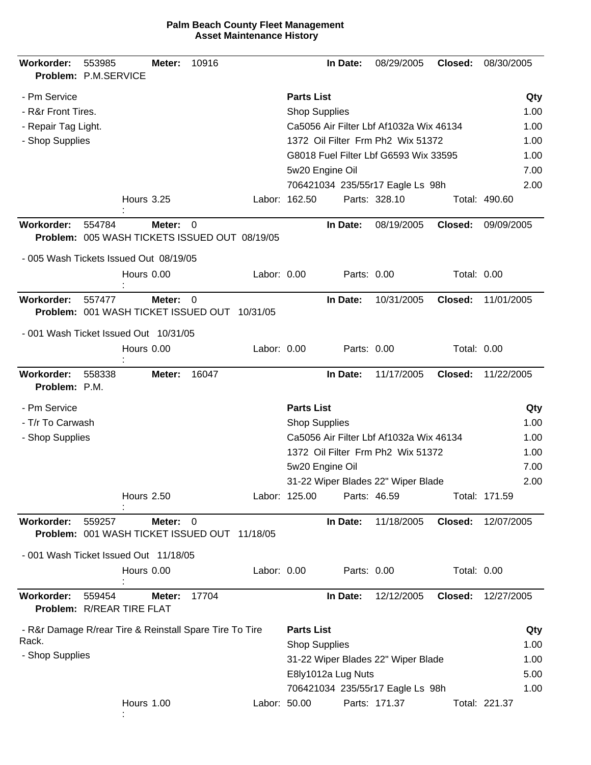**Palm Beach County Fleet Management**
**Asset Maintenance History**

---

**Workorder:** 553985 **Meter:** 10916 **In Date:** 08/29/2005 **Closed:** 08/30/2005
**Problem:** P.M.SERVICE

- Pm Service
- R&r Front Tires.
- Repair Tag Light.
- Shop Supplies

| Parts List | Qty |
|---|---|
| Shop Supplies | 1.00 |
| Ca5056 Air Filter Lbf Af1032a Wix 46134 | 1.00 |
| 1372 Oil Filter Frm Ph2 Wix 51372 | 1.00 |
| G8018 Fuel Filter Lbf G6593 Wix 33595 | 1.00 |
| 5w20 Engine Oil | 7.00 |
| 706421034 235/55r17 Eagle Ls 98h | 2.00 |

Hours: 3.25 Labor: 162.50 Parts: 328.10 Total: 490.60

---

**Workorder:** 554784 **Meter:** 0 **In Date:** 08/19/2005 **Closed:** 09/09/2005
**Problem:** 005 WASH TICKETS ISSUED OUT 08/19/05

- 005 Wash Tickets Issued Out 08/19/05

Hours: 0.00 Labor: 0.00 Parts: 0.00 Total: 0.00

---

**Workorder:** 557477 **Meter:** 0 **In Date:** 10/31/2005 **Closed:** 11/01/2005
**Problem:** 001 WASH TICKET ISSUED OUT 10/31/05

- 001 Wash Ticket Issued Out 10/31/05

Hours: 0.00 Labor: 0.00 Parts: 0.00 Total: 0.00

---

**Workorder:** 558338 **Meter:** 16047 **In Date:** 11/17/2005 **Closed:** 11/22/2005
**Problem:** P.M.

- Pm Service
- T/r To Carwash
- Shop Supplies

| Parts List | Qty |
|---|---|
| Shop Supplies | 1.00 |
| Ca5056 Air Filter Lbf Af1032a Wix 46134 | 1.00 |
| 1372 Oil Filter Frm Ph2 Wix 51372 | 1.00 |
| 5w20 Engine Oil | 7.00 |
| 31-22 Wiper Blades 22" Wiper Blade | 2.00 |

Hours: 2.50 Labor: 125.00 Parts: 46.59 Total: 171.59

---

**Workorder:** 559257 **Meter:** 0 **In Date:** 11/18/2005 **Closed:** 12/07/2005
**Problem:** 001 WASH TICKET ISSUED OUT 11/18/05

- 001 Wash Ticket Issued Out 11/18/05

Hours: 0.00 Labor: 0.00 Parts: 0.00 Total: 0.00

---

**Workorder:** 559454 **Meter:** 17704 **In Date:** 12/12/2005 **Closed:** 12/27/2005
**Problem:** R/REAR TIRE FLAT

- R&r Damage R/rear Tire & Reinstall Spare Tire To Tire Rack.
- Shop Supplies

| Parts List | Qty |
|---|---|
| Shop Supplies | 1.00 |
| 31-22 Wiper Blades 22" Wiper Blade | 1.00 |
| E8ly1012a Lug Nuts | 5.00 |
| 706421034 235/55r17 Eagle Ls 98h | 1.00 |

Hours: 1.00 Labor: 50.00 Parts: 171.37 Total: 221.37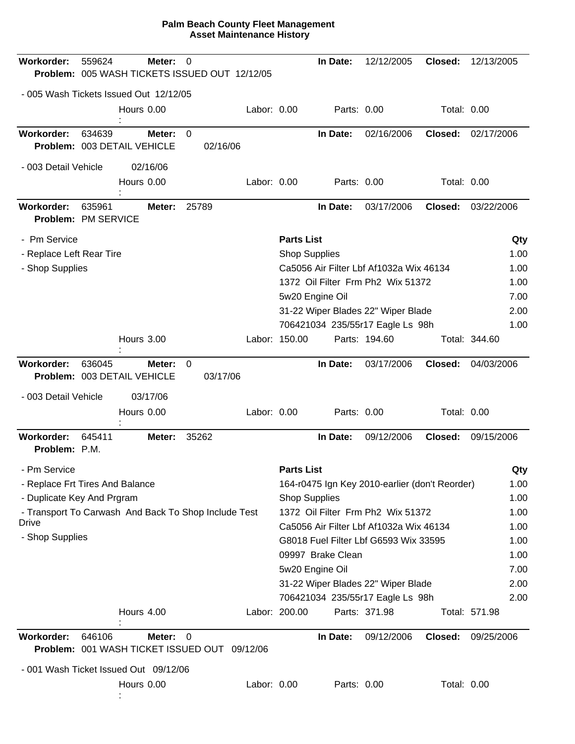**Palm Beach County Fleet Management**
**Asset Maintenance History**

---

**Workorder:** 559624 **Meter:** 0 **In Date:** 12/12/2005 **Closed:** 12/13/2005
**Problem:** 005 WASH TICKETS ISSUED OUT 12/12/05

- 005 Wash Tickets Issued Out 12/12/05

Hours: 0.00 Labor: 0.00 Parts: 0.00 Total: 0.00

---

**Workorder:** 634639 **Meter:** 0 **In Date:** 02/16/2006 **Closed:** 02/17/2006
**Problem:** 003 DETAIL VEHICLE 02/16/06

- 003 Detail Vehicle 02/16/06

Hours: 0.00 Labor: 0.00 Parts: 0.00 Total: 0.00

---

**Workorder:** 635961 **Meter:** 25789 **In Date:** 03/17/2006 **Closed:** 03/22/2006
**Problem:** PM SERVICE

- Pm Service
- Replace Left Rear Tire
- Shop Supplies

| Parts List | Qty |
|---|---|
| Shop Supplies | 1.00 |
| Ca5056 Air Filter Lbf Af1032a Wix 46134 | 1.00 |
| 1372 Oil Filter Frm Ph2 Wix 51372 | 1.00 |
| 5w20 Engine Oil | 7.00 |
| 31-22 Wiper Blades 22" Wiper Blade | 2.00 |
| 706421034 235/55r17 Eagle Ls 98h | 1.00 |

Hours: 3.00 Labor: 150.00 Parts: 194.60 Total: 344.60

---

**Workorder:** 636045 **Meter:** 0 **In Date:** 03/17/2006 **Closed:** 04/03/2006
**Problem:** 003 DETAIL VEHICLE 03/17/06

- 003 Detail Vehicle 03/17/06

Hours: 0.00 Labor: 0.00 Parts: 0.00 Total: 0.00

---

**Workorder:** 645411 **Meter:** 35262 **In Date:** 09/12/2006 **Closed:** 09/15/2006
**Problem:** P.M.

- Pm Service
- Replace Frt Tires And Balance
- Duplicate Key And Prgram
- Transport To Carwash And Back To Shop Include Test Drive
- Shop Supplies

| Parts List | Qty |
|---|---|
| 164-r0475 Ign Key 2010-earlier (don't Reorder) | 1.00 |
| Shop Supplies | 1.00 |
| 1372 Oil Filter Frm Ph2 Wix 51372 | 1.00 |
| Ca5056 Air Filter Lbf Af1032a Wix 46134 | 1.00 |
| G8018 Fuel Filter Lbf G6593 Wix 33595 | 1.00 |
| 09997 Brake Clean | 1.00 |
| 5w20 Engine Oil | 7.00 |
| 31-22 Wiper Blades 22" Wiper Blade | 2.00 |
| 706421034 235/55r17 Eagle Ls 98h | 2.00 |

Hours: 4.00 Labor: 200.00 Parts: 371.98 Total: 571.98

---

**Workorder:** 646106 **Meter:** 0 **In Date:** 09/12/2006 **Closed:** 09/25/2006
**Problem:** 001 WASH TICKET ISSUED OUT 09/12/06

- 001 Wash Ticket Issued Out 09/12/06

Hours: 0.00 Labor: 0.00 Parts: 0.00 Total: 0.00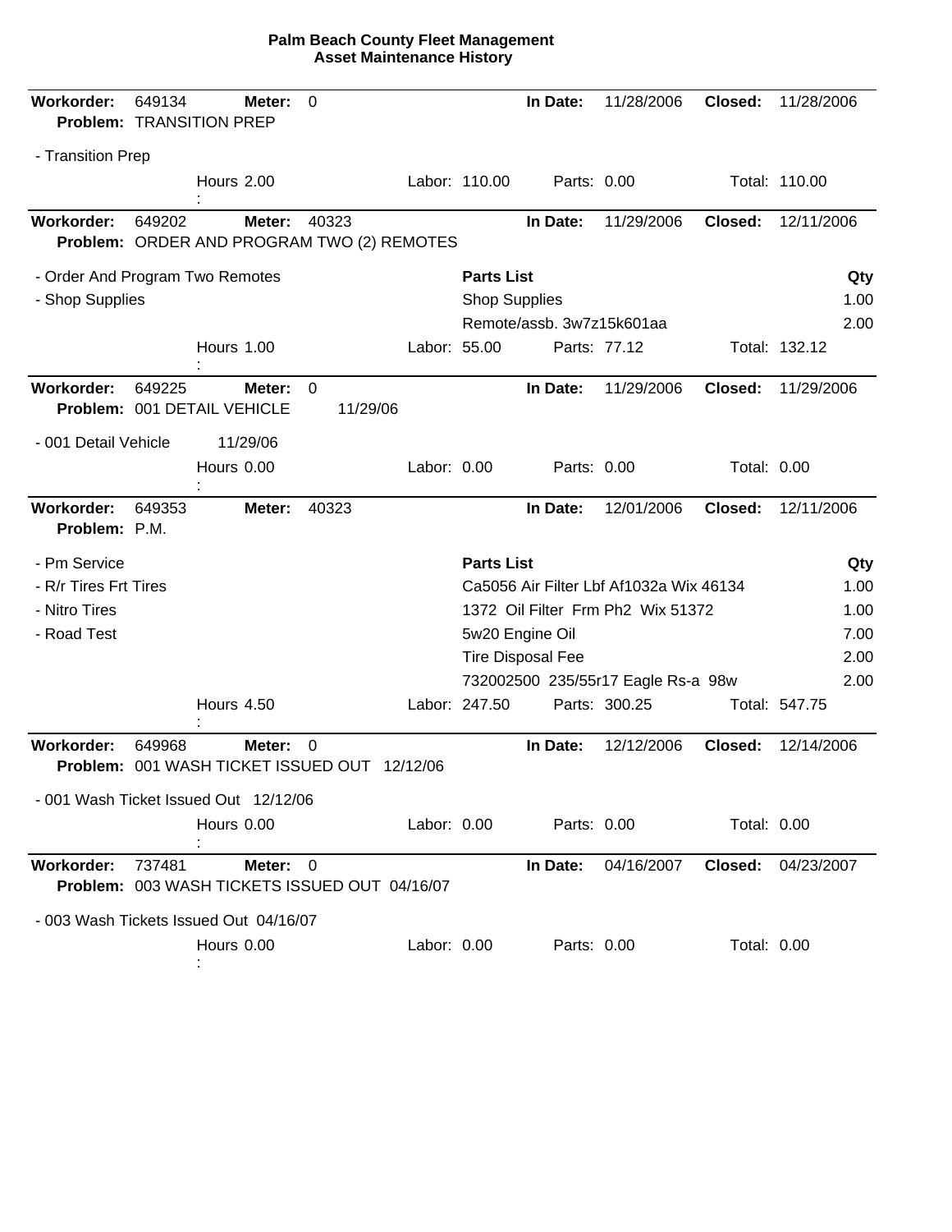# Palm Beach County Fleet Management
## Asset Maintenance History

---

**Workorder:** 649134 **Meter:** 0 **In Date:** 11/28/2006 **Closed:** 11/28/2006
**Problem:** TRANSITION PREP

- Transition Prep

Hours: 2.00 Labor: 110.00 Parts: 0.00 Total: 110.00

---

**Workorder:** 649202 **Meter:** 40323 **In Date:** 11/29/2006 **Closed:** 12/11/2006
**Problem:** ORDER AND PROGRAM TWO (2) REMOTES

- Order And Program Two Remotes
- Shop Supplies

| Parts List | Qty |
|---|---|
| Shop Supplies | 1.00 |
| Remote/assb. 3w7z15k601aa | 2.00 |

Hours: 1.00 Labor: 55.00 Parts: 77.12 Total: 132.12

---

**Workorder:** 649225 **Meter:** 0 **In Date:** 11/29/2006 **Closed:** 11/29/2006
**Problem:** 001 DETAIL VEHICLE 11/29/06

- 001 Detail Vehicle 11/29/06

Hours: 0.00 Labor: 0.00 Parts: 0.00 Total: 0.00

---

**Workorder:** 649353 **Meter:** 40323 **In Date:** 12/01/2006 **Closed:** 12/11/2006
**Problem:** P.M.

- Pm Service
- R/r Tires Frt Tires
- Nitro Tires
- Road Test

| Parts List | Qty |
|---|---|
| Ca5056 Air Filter Lbf Af1032a Wix 46134 | 1.00 |
| 1372 Oil Filter Frm Ph2 Wix 51372 | 1.00 |
| 5w20 Engine Oil | 7.00 |
| Tire Disposal Fee | 2.00 |
| 732002500 235/55r17 Eagle Rs-a 98w | 2.00 |

Hours: 4.50 Labor: 247.50 Parts: 300.25 Total: 547.75

---

**Workorder:** 649968 **Meter:** 0 **In Date:** 12/12/2006 **Closed:** 12/14/2006
**Problem:** 001 WASH TICKET ISSUED OUT 12/12/06

- 001 Wash Ticket Issued Out 12/12/06

Hours: 0.00 Labor: 0.00 Parts: 0.00 Total: 0.00

---

**Workorder:** 737481 **Meter:** 0 **In Date:** 04/16/2007 **Closed:** 04/23/2007
**Problem:** 003 WASH TICKETS ISSUED OUT 04/16/07

- 003 Wash Tickets Issued Out 04/16/07

Hours: 0.00 Labor: 0.00 Parts: 0.00 Total: 0.00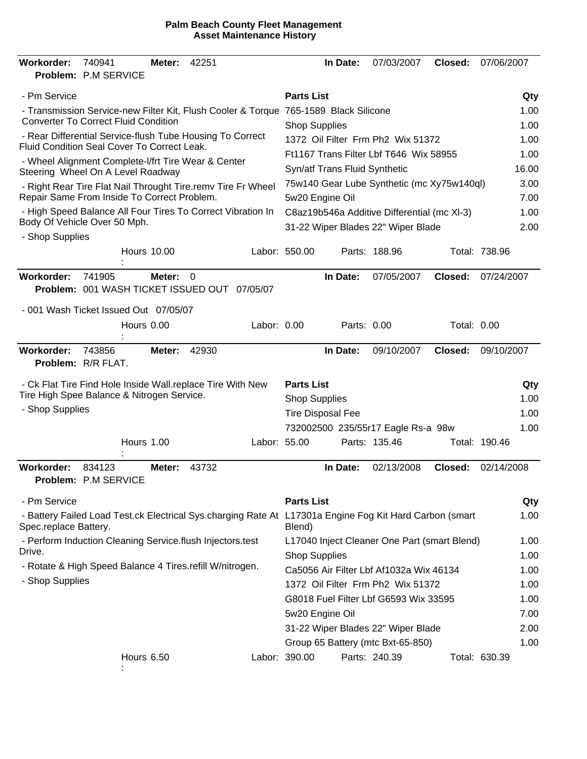# Palm Beach County Fleet Management
## Asset Maintenance History

---

**Workorder:** 740941 **Meter:** 42251 **In Date:** 07/03/2007 **Closed:** 07/06/2007
**Problem:** P.M SERVICE

- Pm Service
- Transmission Service-new Filter Kit, Flush Cooler & Torque Converter To Correct Fluid Condition
- Rear Differential Service-flush Tube Housing To Correct Fluid Condition Seal Cover To Correct Leak.
- Wheel Alignment Complete-l/frt Tire Wear & Center Steering Wheel On A Level Roadway
- Right Rear Tire Flat Nail Throught Tire.remv Tire Fr Wheel Repair Same From Inside To Correct Problem.
- High Speed Balance All Four Tires To Correct Vibration In Body Of Vehicle Over 50 Mph.
- Shop Supplies

| Parts List | Qty |
|---|---|
| 765-1589 Black Silicone | 1.00 |
| Shop Supplies | 1.00 |
| 1372 Oil Filter Frm Ph2 Wix 51372 | 1.00 |
| Ft1167 Trans Filter Lbf T646 Wix 58955 | 1.00 |
| Syn/atf Trans Fluid Synthetic | 16.00 |
| 75w140 Gear Lube Synthetic (mc Xy75w140ql) | 3.00 |
| 5w20 Engine Oil | 7.00 |
| C8az19b546a Additive Differential (mc Xl-3) | 1.00 |
| 31-22 Wiper Blades 22" Wiper Blade | 2.00 |

Hours: 10.00 Labor: 550.00 Parts: 188.96 Total: 738.96

---

**Workorder:** 741905 **Meter:** 0 **In Date:** 07/05/2007 **Closed:** 07/24/2007
**Problem:** 001 WASH TICKET ISSUED OUT 07/05/07

- 001 Wash Ticket Issued Out 07/05/07

Hours: 0.00 Labor: 0.00 Parts: 0.00 Total: 0.00

---

**Workorder:** 743856 **Meter:** 42930 **In Date:** 09/10/2007 **Closed:** 09/10/2007
**Problem:** R/R FLAT.

- Ck Flat Tire Find Hole Inside Wall.replace Tire With New Tire High Spee Balance & Nitrogen Service.
- Shop Supplies

| Parts List | Qty |
|---|---|
| Shop Supplies | 1.00 |
| Tire Disposal Fee | 1.00 |
| 732002500 235/55r17 Eagle Rs-a 98w | 1.00 |

Hours: 1.00 Labor: 55.00 Parts: 135.46 Total: 190.46

---

**Workorder:** 834123 **Meter:** 43732 **In Date:** 02/13/2008 **Closed:** 02/14/2008
**Problem:** P.M SERVICE

- Pm Service
- Battery Failed Load Test.ck Electrical Sys.charging Rate At Spec.replace Battery.
- Perform Induction Cleaning Service.flush Injectors.test Drive.
- Rotate & High Speed Balance 4 Tires.refill W/nitrogen.
- Shop Supplies

| Parts List | Qty |
|---|---|
| L17301a Engine Fog Kit Hard Carbon (smart Blend) | 1.00 |
| L17040 Inject Cleaner One Part (smart Blend) | 1.00 |
| Shop Supplies | 1.00 |
| Ca5056 Air Filter Lbf Af1032a Wix 46134 | 1.00 |
| 1372 Oil Filter Frm Ph2 Wix 51372 | 1.00 |
| G8018 Fuel Filter Lbf G6593 Wix 33595 | 1.00 |
| 5w20 Engine Oil | 7.00 |
| 31-22 Wiper Blades 22" Wiper Blade | 2.00 |
| Group 65 Battery (mtc Bxt-65-850) | 1.00 |

Hours: 6.50 Labor: 390.00 Parts: 240.39 Total: 630.39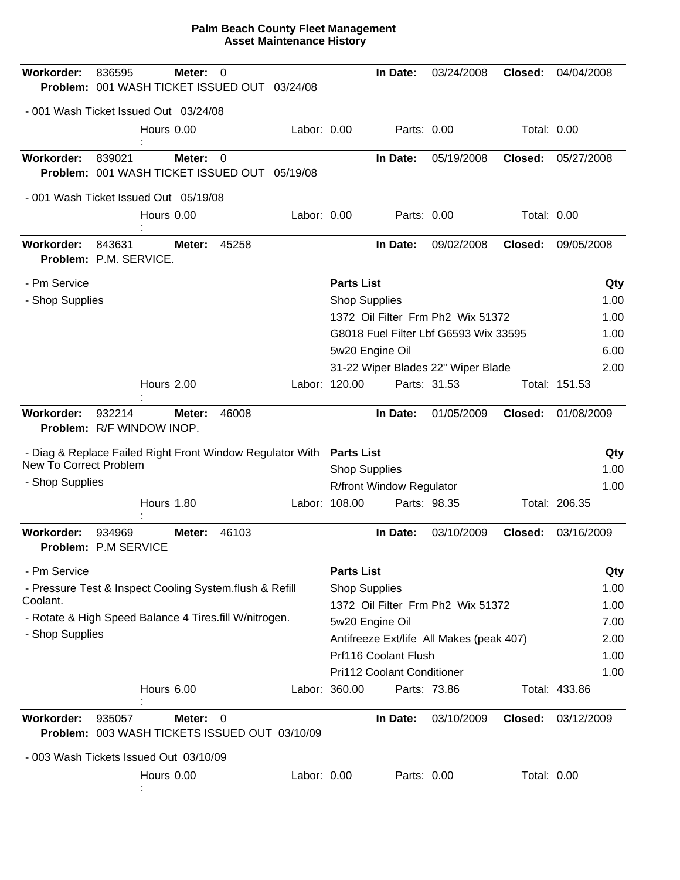**Palm Beach County Fleet Management**
**Asset Maintenance History**

---

**Workorder:** 836595 **Meter:** 0 **In Date:** 03/24/2008 **Closed:** 04/04/2008
**Problem:** 001 WASH TICKET ISSUED OUT 03/24/08

- 001 Wash Ticket Issued Out 03/24/08

Hours: 0.00 Labor: 0.00 Parts: 0.00 Total: 0.00

---

**Workorder:** 839021 **Meter:** 0 **In Date:** 05/19/2008 **Closed:** 05/27/2008
**Problem:** 001 WASH TICKET ISSUED OUT 05/19/08

- 001 Wash Ticket Issued Out 05/19/08

Hours: 0.00 Labor: 0.00 Parts: 0.00 Total: 0.00

---

**Workorder:** 843631 **Meter:** 45258 **In Date:** 09/02/2008 **Closed:** 09/05/2008
**Problem:** P.M. SERVICE.

- Pm Service
- Shop Supplies

| Parts List | Qty |
|---|---|
| Shop Supplies | 1.00 |
| 1372 Oil Filter Frm Ph2 Wix 51372 | 1.00 |
| G8018 Fuel Filter Lbf G6593 Wix 33595 | 1.00 |
| 5w20 Engine Oil | 6.00 |
| 31-22 Wiper Blades 22" Wiper Blade | 2.00 |

Hours: 2.00 Labor: 120.00 Parts: 31.53 Total: 151.53

---

**Workorder:** 932214 **Meter:** 46008 **In Date:** 01/05/2009 **Closed:** 01/08/2009
**Problem:** R/F WINDOW INOP.

- Diag & Replace Failed Right Front Window Regulator With New To Correct Problem
- Shop Supplies

| Parts List | Qty |
|---|---|
| Shop Supplies | 1.00 |
| R/front Window Regulator | 1.00 |

Hours: 1.80 Labor: 108.00 Parts: 98.35 Total: 206.35

---

**Workorder:** 934969 **Meter:** 46103 **In Date:** 03/10/2009 **Closed:** 03/16/2009
**Problem:** P.M SERVICE

- Pm Service
- Pressure Test & Inspect Cooling System.flush & Refill Coolant.
- Rotate & High Speed Balance 4 Tires.fill W/nitrogen.
- Shop Supplies

| Parts List | Qty |
|---|---|
| Shop Supplies | 1.00 |
| 1372 Oil Filter Frm Ph2 Wix 51372 | 1.00 |
| 5w20 Engine Oil | 7.00 |
| Antifreeze Ext/life All Makes (peak 407) | 2.00 |
| Prf116 Coolant Flush | 1.00 |
| Pri112 Coolant Conditioner | 1.00 |

Hours: 6.00 Labor: 360.00 Parts: 73.86 Total: 433.86

---

**Workorder:** 935057 **Meter:** 0 **In Date:** 03/10/2009 **Closed:** 03/12/2009
**Problem:** 003 WASH TICKETS ISSUED OUT 03/10/09

- 003 Wash Tickets Issued Out 03/10/09

Hours: 0.00 Labor: 0.00 Parts: 0.00 Total: 0.00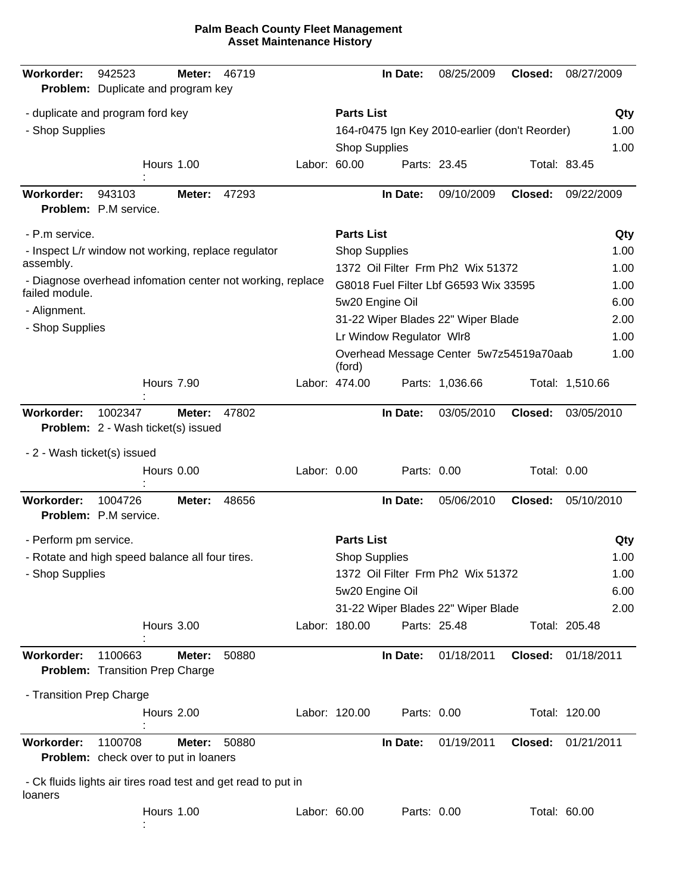**Palm Beach County Fleet Management**
**Asset Maintenance History**

---

**Workorder:** 942523 **Meter:** 46719 **In Date:** 08/25/2009 **Closed:** 08/27/2009
**Problem:** Duplicate and program key

- duplicate and program ford key
- Shop Supplies

| Parts List | Qty |
|---|---|
| 164-r0475 Ign Key 2010-earlier (don't Reorder) | 1.00 |
| Shop Supplies | 1.00 |

Hours: 1.00 Labor: 60.00 Parts: 23.45 Total: 83.45

---

**Workorder:** 943103 **Meter:** 47293 **In Date:** 09/10/2009 **Closed:** 09/22/2009
**Problem:** P.M service.

- P.m service.
- Inspect L/r window not working, replace regulator assembly.
- Diagnose overhead infomation center not working, replace failed module.
- Alignment.
- Shop Supplies

| Parts List | Qty |
|---|---|
| Shop Supplies | 1.00 |
| 1372 Oil Filter Frm Ph2 Wix 51372 | 1.00 |
| G8018 Fuel Filter Lbf G6593 Wix 33595 | 1.00 |
| 5w20 Engine Oil | 6.00 |
| 31-22 Wiper Blades 22" Wiper Blade | 2.00 |
| Lr Window Regulator Wlr8 | 1.00 |
| Overhead Message Center 5w7z54519a70aab (ford) | 1.00 |

Hours: 7.90 Labor: 474.00 Parts: 1,036.66 Total: 1,510.66

---

**Workorder:** 1002347 **Meter:** 47802 **In Date:** 03/05/2010 **Closed:** 03/05/2010
**Problem:** 2 - Wash ticket(s) issued

- 2 - Wash ticket(s) issued

Hours: 0.00 Labor: 0.00 Parts: 0.00 Total: 0.00

---

**Workorder:** 1004726 **Meter:** 48656 **In Date:** 05/06/2010 **Closed:** 05/10/2010
**Problem:** P.M service.

- Perform pm service.
- Rotate and high speed balance all four tires.
- Shop Supplies

| Parts List | Qty |
|---|---|
| Shop Supplies | 1.00 |
| 1372 Oil Filter Frm Ph2 Wix 51372 | 1.00 |
| 5w20 Engine Oil | 6.00 |
| 31-22 Wiper Blades 22" Wiper Blade | 2.00 |

Hours: 3.00 Labor: 180.00 Parts: 25.48 Total: 205.48

---

**Workorder:** 1100663 **Meter:** 50880 **In Date:** 01/18/2011 **Closed:** 01/18/2011
**Problem:** Transition Prep Charge

- Transition Prep Charge

Hours: 2.00 Labor: 120.00 Parts: 0.00 Total: 120.00

---

**Workorder:** 1100708 **Meter:** 50880 **In Date:** 01/19/2011 **Closed:** 01/21/2011
**Problem:** check over to put in loaners

- Ck fluids lights air tires road test and get read to put in loaners

Hours: 1.00 Labor: 60.00 Parts: 0.00 Total: 60.00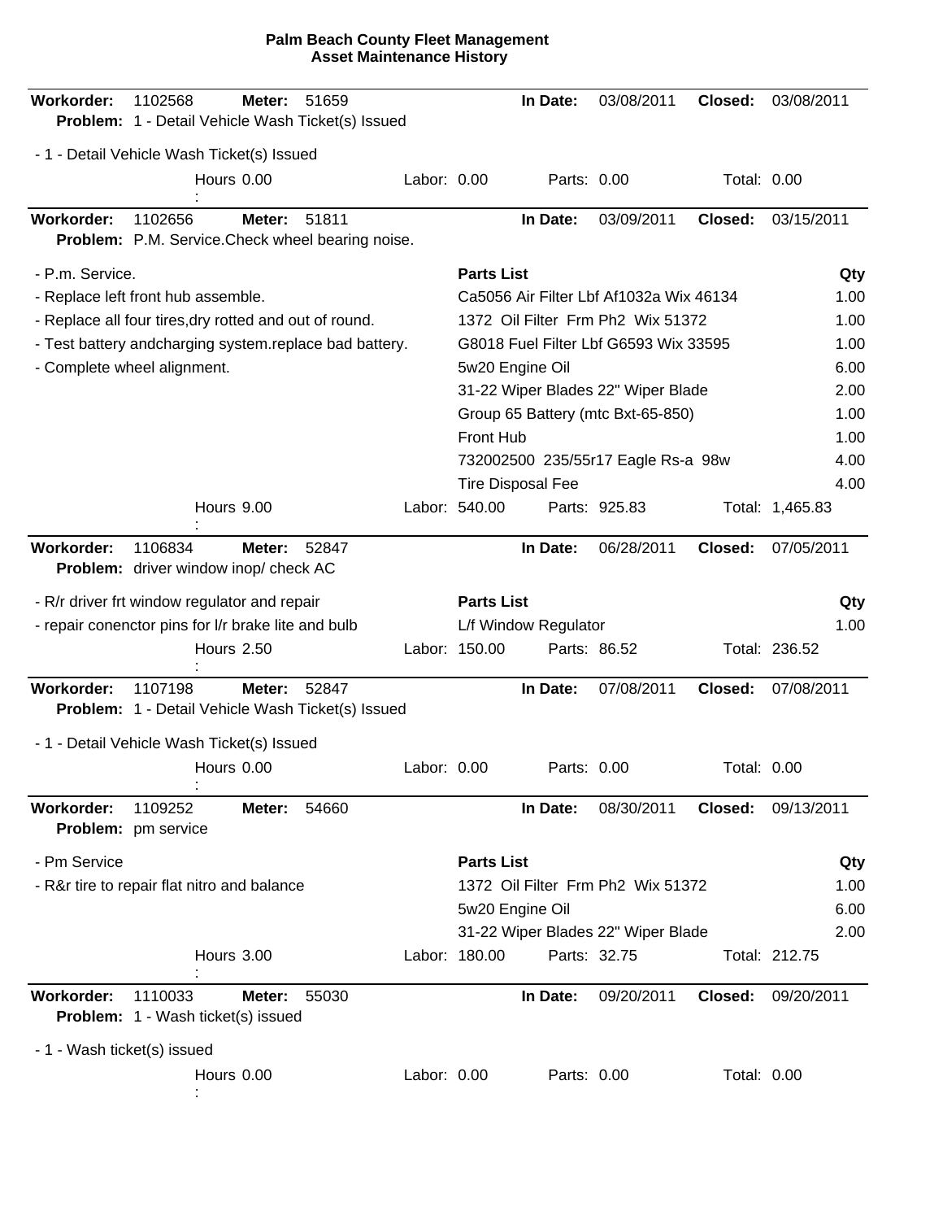**Palm Beach County Fleet Management**
**Asset Maintenance History**

---

**Workorder:** 1102568 **Meter:** 51659 **In Date:** 03/08/2011 **Closed:** 03/08/2011
**Problem:** 1 - Detail Vehicle Wash Ticket(s) Issued

- 1 - Detail Vehicle Wash Ticket(s) Issued

Hours: 0.00 Labor: 0.00 Parts: 0.00 Total: 0.00

---

**Workorder:** 1102656 **Meter:** 51811 **In Date:** 03/09/2011 **Closed:** 03/15/2011
**Problem:** P.M. Service.Check wheel bearing noise.

- P.m. Service.
- Replace left front hub assemble.
- Replace all four tires,dry rotted and out of round.
- Test battery andcharging system.replace bad battery.
- Complete wheel alignment.

| Parts List | Qty |
|---|---|
| Ca5056 Air Filter Lbf Af1032a Wix 46134 | 1.00 |
| 1372 Oil Filter Frm Ph2 Wix 51372 | 1.00 |
| G8018 Fuel Filter Lbf G6593 Wix 33595 | 1.00 |
| 5w20 Engine Oil | 6.00 |
| 31-22 Wiper Blades 22" Wiper Blade | 2.00 |
| Group 65 Battery (mtc Bxt-65-850) | 1.00 |
| Front Hub | 1.00 |
| 732002500 235/55r17 Eagle Rs-a 98w | 4.00 |
| Tire Disposal Fee | 4.00 |

Hours: 9.00 Labor: 540.00 Parts: 925.83 Total: 1,465.83

---

**Workorder:** 1106834 **Meter:** 52847 **In Date:** 06/28/2011 **Closed:** 07/05/2011
**Problem:** driver window inop/ check AC

- R/r driver frt window regulator and repair
- repair conenctor pins for l/r brake lite and bulb

| Parts List | Qty |
|---|---|
| L/f Window Regulator | 1.00 |

Hours: 2.50 Labor: 150.00 Parts: 86.52 Total: 236.52

---

**Workorder:** 1107198 **Meter:** 52847 **In Date:** 07/08/2011 **Closed:** 07/08/2011
**Problem:** 1 - Detail Vehicle Wash Ticket(s) Issued

- 1 - Detail Vehicle Wash Ticket(s) Issued

Hours: 0.00 Labor: 0.00 Parts: 0.00 Total: 0.00

---

**Workorder:** 1109252 **Meter:** 54660 **In Date:** 08/30/2011 **Closed:** 09/13/2011
**Problem:** pm service

- Pm Service
- R&r tire to repair flat nitro and balance

| Parts List | Qty |
|---|---|
| 1372 Oil Filter Frm Ph2 Wix 51372 | 1.00 |
| 5w20 Engine Oil | 6.00 |
| 31-22 Wiper Blades 22" Wiper Blade | 2.00 |

Hours: 3.00 Labor: 180.00 Parts: 32.75 Total: 212.75

---

**Workorder:** 1110033 **Meter:** 55030 **In Date:** 09/20/2011 **Closed:** 09/20/2011
**Problem:** 1 - Wash ticket(s) issued

- 1 - Wash ticket(s) issued

Hours: 0.00 Labor: 0.00 Parts: 0.00 Total: 0.00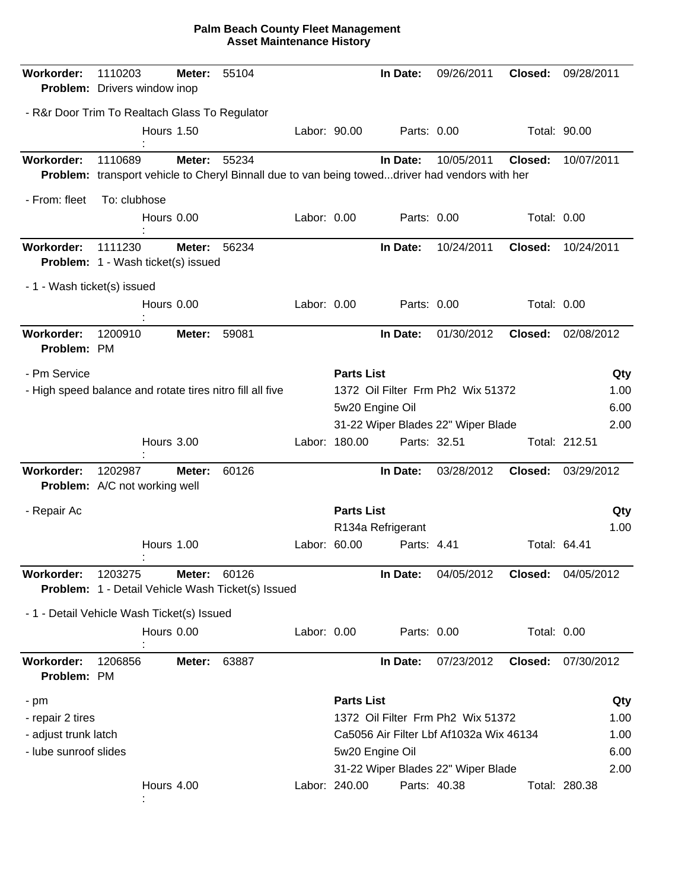**Palm Beach County Fleet Management**
**Asset Maintenance History**

---

**Workorder:** 1110203 **Meter:** 55104 **In Date:** 09/26/2011 **Closed:** 09/28/2011
**Problem:** Drivers window inop

- R&r Door Trim To Realtach Glass To Regulator

Hours: 1.50 | Labor: 90.00 | Parts: 0.00 | Total: 90.00

---

**Workorder:** 1110689 **Meter:** 55234 **In Date:** 10/05/2011 **Closed:** 10/07/2011
**Problem:** transport vehicle to Cheryl Binnall due to van being towed...driver had vendors with her

- From: fleet To: clubhose

Hours: 0.00 | Labor: 0.00 | Parts: 0.00 | Total: 0.00

---

**Workorder:** 1111230 **Meter:** 56234 **In Date:** 10/24/2011 **Closed:** 10/24/2011
**Problem:** 1 - Wash ticket(s) issued

- 1 - Wash ticket(s) issued

Hours: 0.00 | Labor: 0.00 | Parts: 0.00 | Total: 0.00

---

**Workorder:** 1200910 **Meter:** 59081 **In Date:** 01/30/2012 **Closed:** 02/08/2012
**Problem:** PM

- Pm Service
- High speed balance and rotate tires nitro fill all five

| Parts List | Qty |
|---|---|
| 1372 Oil Filter Frm Ph2 Wix 51372 | 1.00 |
| 5w20 Engine Oil | 6.00 |
| 31-22 Wiper Blades 22" Wiper Blade | 2.00 |

Hours: 3.00 | Labor: 180.00 | Parts: 32.51 | Total: 212.51

---

**Workorder:** 1202987 **Meter:** 60126 **In Date:** 03/28/2012 **Closed:** 03/29/2012
**Problem:** A/C not working well

- Repair Ac

| Parts List | Qty |
|---|---|
| R134a Refrigerant | 1.00 |

Hours: 1.00 | Labor: 60.00 | Parts: 4.41 | Total: 64.41

---

**Workorder:** 1203275 **Meter:** 60126 **In Date:** 04/05/2012 **Closed:** 04/05/2012
**Problem:** 1 - Detail Vehicle Wash Ticket(s) Issued

- 1 - Detail Vehicle Wash Ticket(s) Issued

Hours: 0.00 | Labor: 0.00 | Parts: 0.00 | Total: 0.00

---

**Workorder:** 1206856 **Meter:** 63887 **In Date:** 07/23/2012 **Closed:** 07/30/2012
**Problem:** PM

- pm
- repair 2 tires
- adjust trunk latch
- lube sunroof slides

| Parts List | Qty |
|---|---|
| 1372 Oil Filter Frm Ph2 Wix 51372 | 1.00 |
| Ca5056 Air Filter Lbf Af1032a Wix 46134 | 1.00 |
| 5w20 Engine Oil | 6.00 |
| 31-22 Wiper Blades 22" Wiper Blade | 2.00 |

Hours: 4.00 | Labor: 240.00 | Parts: 40.38 | Total: 280.38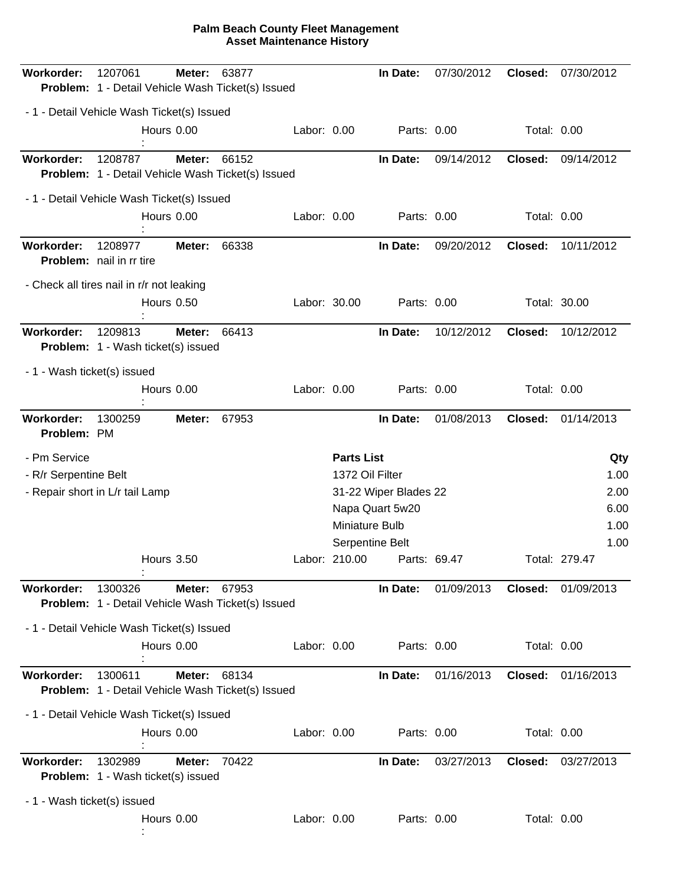# Palm Beach County Fleet Management
## Asset Maintenance History

---

**Workorder:** 1207061 **Meter:** 63877 **In Date:** 07/30/2012 **Closed:** 07/30/2012
**Problem:** 1 - Detail Vehicle Wash Ticket(s) Issued

- 1 - Detail Vehicle Wash Ticket(s) Issued

Hours: 0.00 Labor: 0.00 Parts: 0.00 Total: 0.00

---

**Workorder:** 1208787 **Meter:** 66152 **In Date:** 09/14/2012 **Closed:** 09/14/2012
**Problem:** 1 - Detail Vehicle Wash Ticket(s) Issued

- 1 - Detail Vehicle Wash Ticket(s) Issued

Hours: 0.00 Labor: 0.00 Parts: 0.00 Total: 0.00

---

**Workorder:** 1208977 **Meter:** 66338 **In Date:** 09/20/2012 **Closed:** 10/11/2012
**Problem:** nail in rr tire

- Check all tires nail in r/r not leaking

Hours: 0.50 Labor: 30.00 Parts: 0.00 Total: 30.00

---

**Workorder:** 1209813 **Meter:** 66413 **In Date:** 10/12/2012 **Closed:** 10/12/2012
**Problem:** 1 - Wash ticket(s) issued

- 1 - Wash ticket(s) issued

Hours: 0.00 Labor: 0.00 Parts: 0.00 Total: 0.00

---

**Workorder:** 1300259 **Meter:** 67953 **In Date:** 01/08/2013 **Closed:** 01/14/2013
**Problem:** PM

- Pm Service
- R/r Serpentine Belt
- Repair short in L/r tail Lamp

| Parts List | Qty |
|---|---|
| 1372 Oil Filter | 1.00 |
| 31-22 Wiper Blades 22 | 2.00 |
| Napa Quart 5w20 | 6.00 |
| Miniature Bulb | 1.00 |
| Serpentine Belt | 1.00 |

Hours: 3.50 Labor: 210.00 Parts: 69.47 Total: 279.47

---

**Workorder:** 1300326 **Meter:** 67953 **In Date:** 01/09/2013 **Closed:** 01/09/2013
**Problem:** 1 - Detail Vehicle Wash Ticket(s) Issued

- 1 - Detail Vehicle Wash Ticket(s) Issued

Hours: 0.00 Labor: 0.00 Parts: 0.00 Total: 0.00

---

**Workorder:** 1300611 **Meter:** 68134 **In Date:** 01/16/2013 **Closed:** 01/16/2013
**Problem:** 1 - Detail Vehicle Wash Ticket(s) Issued

- 1 - Detail Vehicle Wash Ticket(s) Issued

Hours: 0.00 Labor: 0.00 Parts: 0.00 Total: 0.00

---

**Workorder:** 1302989 **Meter:** 70422 **In Date:** 03/27/2013 **Closed:** 03/27/2013
**Problem:** 1 - Wash ticket(s) issued

- 1 - Wash ticket(s) issued

Hours: 0.00 Labor: 0.00 Parts: 0.00 Total: 0.00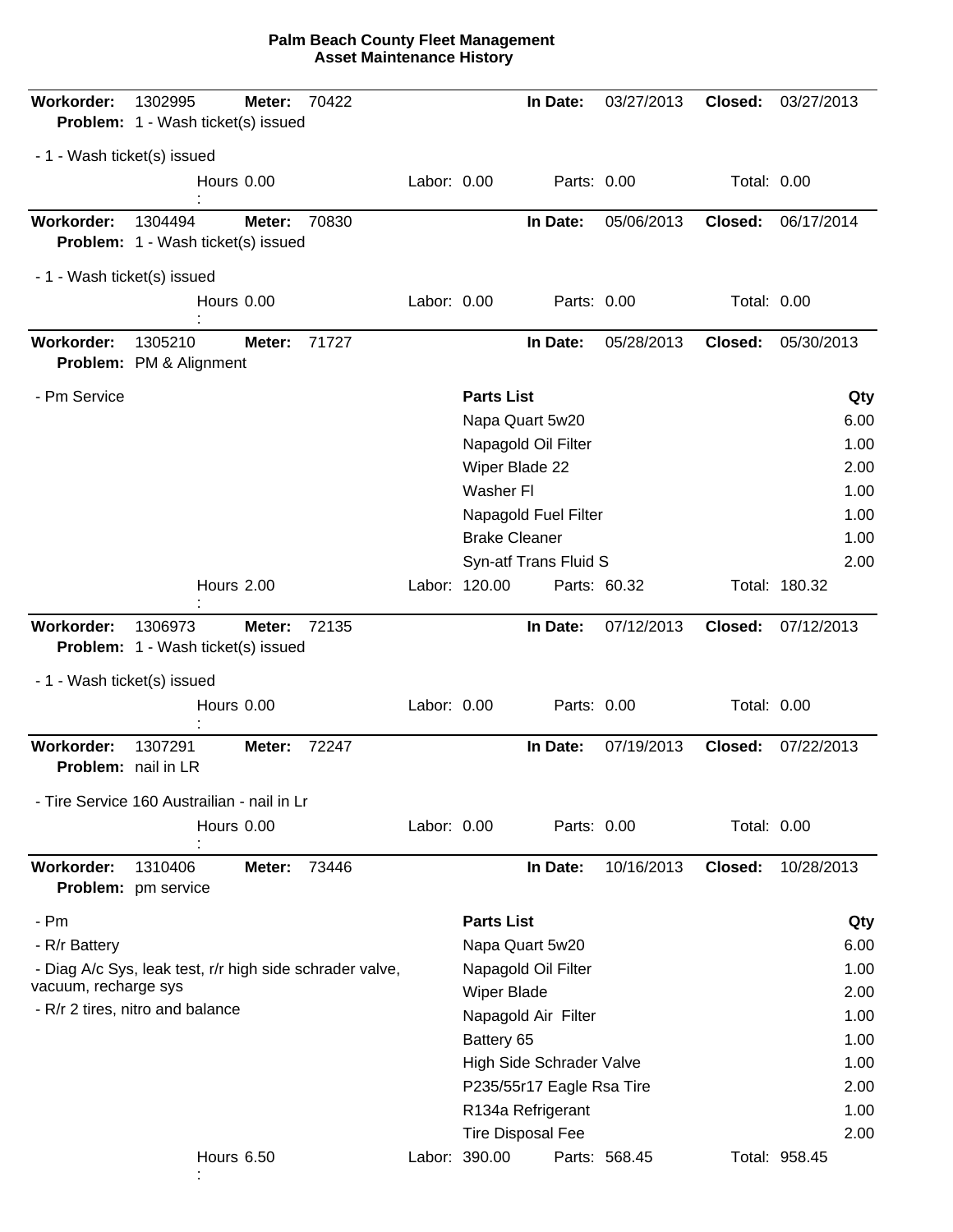**Palm Beach County Fleet Management**
**Asset Maintenance History**

---

**Workorder:** 1302995 **Meter:** 70422 **In Date:** 03/27/2013 **Closed:** 03/27/2013
**Problem:** 1 - Wash ticket(s) issued

- 1 - Wash ticket(s) issued

Hours: 0.00 Labor: 0.00 Parts: 0.00 Total: 0.00

---

**Workorder:** 1304494 **Meter:** 70830 **In Date:** 05/06/2013 **Closed:** 06/17/2014
**Problem:** 1 - Wash ticket(s) issued

- 1 - Wash ticket(s) issued

Hours: 0.00 Labor: 0.00 Parts: 0.00 Total: 0.00

---

**Workorder:** 1305210 **Meter:** 71727 **In Date:** 05/28/2013 **Closed:** 05/30/2013
**Problem:** PM & Alignment

- Pm Service

| Parts List | Qty |
|---|---|
| Napa Quart 5w20 | 6.00 |
| Napagold Oil Filter | 1.00 |
| Wiper Blade 22 | 2.00 |
| Washer Fl | 1.00 |
| Napagold Fuel Filter | 1.00 |
| Brake Cleaner | 1.00 |
| Syn-atf Trans Fluid S | 2.00 |

Hours: 2.00 Labor: 120.00 Parts: 60.32 Total: 180.32

---

**Workorder:** 1306973 **Meter:** 72135 **In Date:** 07/12/2013 **Closed:** 07/12/2013
**Problem:** 1 - Wash ticket(s) issued

- 1 - Wash ticket(s) issued

Hours: 0.00 Labor: 0.00 Parts: 0.00 Total: 0.00

---

**Workorder:** 1307291 **Meter:** 72247 **In Date:** 07/19/2013 **Closed:** 07/22/2013
**Problem:** nail in LR

- Tire Service 160 Austrailian - nail in Lr

Hours: 0.00 Labor: 0.00 Parts: 0.00 Total: 0.00

---

**Workorder:** 1310406 **Meter:** 73446 **In Date:** 10/16/2013 **Closed:** 10/28/2013
**Problem:** pm service

- Pm
- R/r Battery
- Diag A/c Sys, leak test, r/r high side schrader valve, vacuum, recharge sys
- R/r 2 tires, nitro and balance

| Parts List | Qty |
|---|---|
| Napa Quart 5w20 | 6.00 |
| Napagold Oil Filter | 1.00 |
| Wiper Blade | 2.00 |
| Napagold Air Filter | 1.00 |
| Battery 65 | 1.00 |
| High Side Schrader Valve | 1.00 |
| P235/55r17 Eagle Rsa Tire | 2.00 |
| R134a Refrigerant | 1.00 |
| Tire Disposal Fee | 2.00 |

Hours: 6.50 Labor: 390.00 Parts: 568.45 Total: 958.45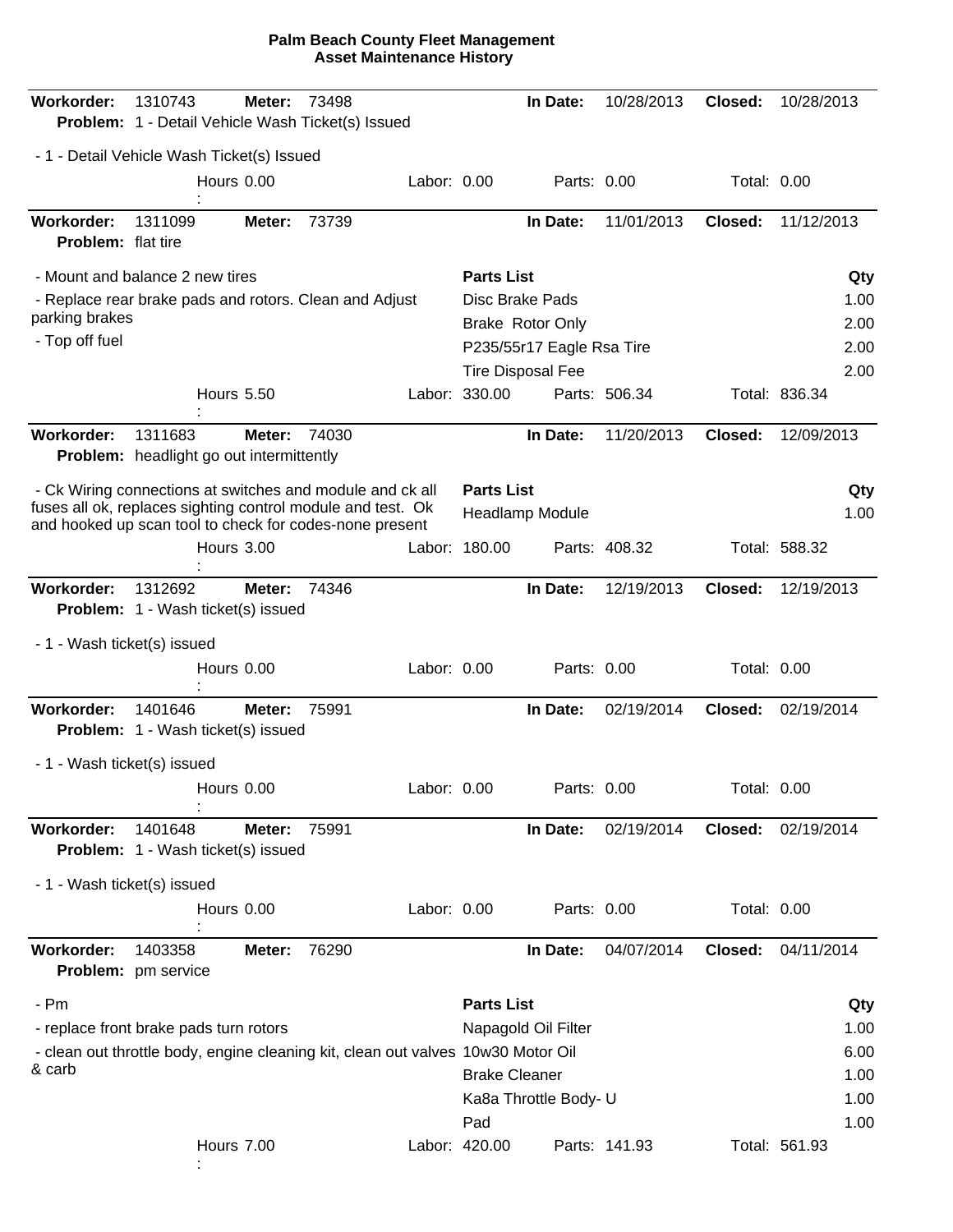**Palm Beach County Fleet Management**
**Asset Maintenance History**

---

**Workorder:** 1310743 **Meter:** 73498 **In Date:** 10/28/2013 **Closed:** 10/28/2013
**Problem:** 1 - Detail Vehicle Wash Ticket(s) Issued

- 1 - Detail Vehicle Wash Ticket(s) Issued

Hours: 0.00 Labor: 0.00 Parts: 0.00 Total: 0.00

---

**Workorder:** 1311099 **Meter:** 73739 **In Date:** 11/01/2013 **Closed:** 11/12/2013
**Problem:** flat tire

- Mount and balance 2 new tires
- Replace rear brake pads and rotors. Clean and Adjust parking brakes
- Top off fuel

| Parts List | Qty |
|---|---|
| Disc Brake Pads | 1.00 |
| Brake Rotor Only | 2.00 |
| P235/55r17 Eagle Rsa Tire | 2.00 |
| Tire Disposal Fee | 2.00 |

Hours: 5.50 Labor: 330.00 Parts: 506.34 Total: 836.34

---

**Workorder:** 1311683 **Meter:** 74030 **In Date:** 11/20/2013 **Closed:** 12/09/2013
**Problem:** headlight go out intermittently

- Ck Wiring connections at switches and module and ck all fuses all ok, replaces sighting control module and test. Ok and hooked up scan tool to check for codes-none present

| Parts List | Qty |
|---|---|
| Headlamp Module | 1.00 |

Hours: 3.00 Labor: 180.00 Parts: 408.32 Total: 588.32

---

**Workorder:** 1312692 **Meter:** 74346 **In Date:** 12/19/2013 **Closed:** 12/19/2013
**Problem:** 1 - Wash ticket(s) issued

- 1 - Wash ticket(s) issued

Hours: 0.00 Labor: 0.00 Parts: 0.00 Total: 0.00

---

**Workorder:** 1401646 **Meter:** 75991 **In Date:** 02/19/2014 **Closed:** 02/19/2014
**Problem:** 1 - Wash ticket(s) issued

- 1 - Wash ticket(s) issued

Hours: 0.00 Labor: 0.00 Parts: 0.00 Total: 0.00

---

**Workorder:** 1401648 **Meter:** 75991 **In Date:** 02/19/2014 **Closed:** 02/19/2014
**Problem:** 1 - Wash ticket(s) issued

- 1 - Wash ticket(s) issued

Hours: 0.00 Labor: 0.00 Parts: 0.00 Total: 0.00

---

**Workorder:** 1403358 **Meter:** 76290 **In Date:** 04/07/2014 **Closed:** 04/11/2014
**Problem:** pm service

- Pm
- replace front brake pads turn rotors
- clean out throttle body, engine cleaning kit, clean out valves & carb

| Parts List | Qty |
|---|---|
| Napagold Oil Filter | 1.00 |
| 10w30 Motor Oil | 6.00 |
| Brake Cleaner | 1.00 |
| Ka8a Throttle Body- U | 1.00 |
| Pad | 1.00 |

Hours: 7.00 Labor: 420.00 Parts: 141.93 Total: 561.93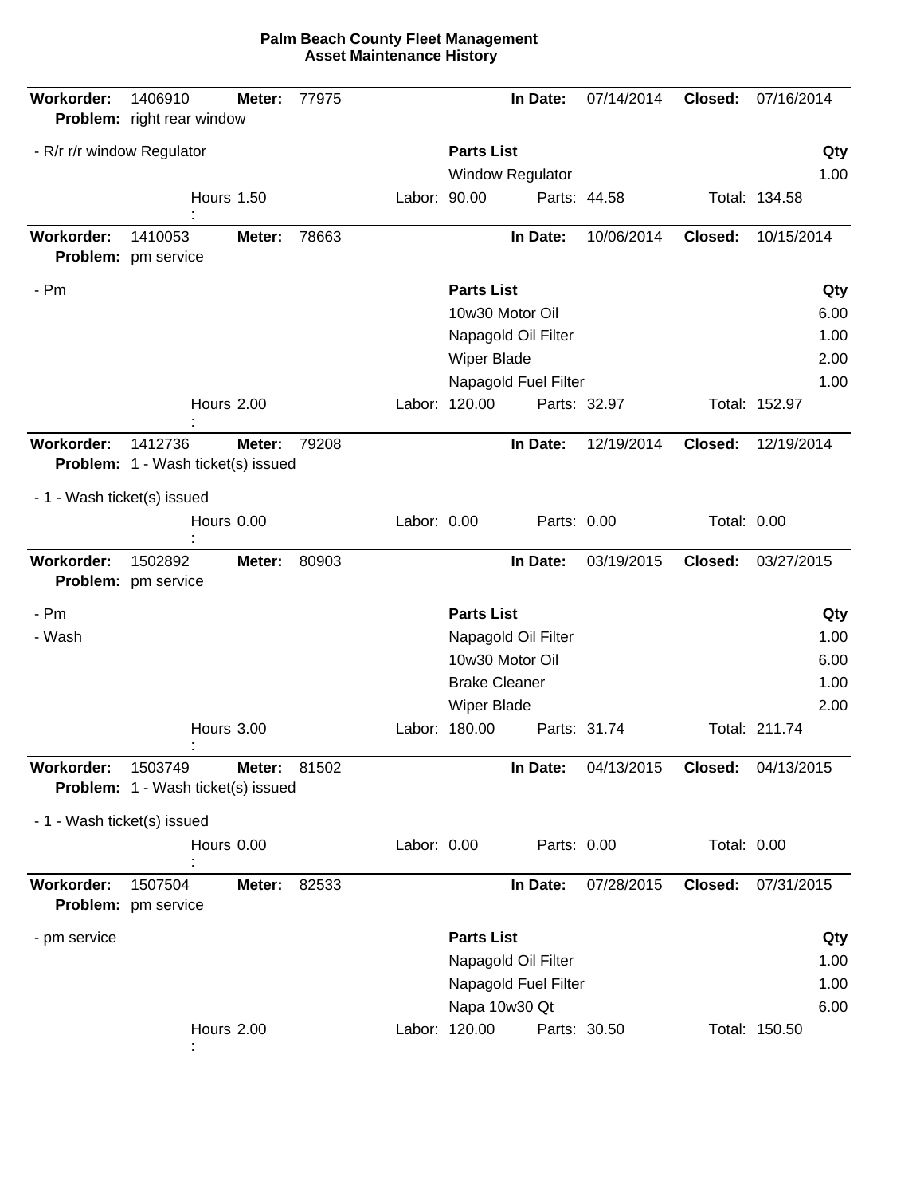**Palm Beach County Fleet Management**
**Asset Maintenance History**

---

**Workorder:** 1406910 **Meter:** 77975 **In Date:** 07/14/2014 **Closed:** 07/16/2014
**Problem:** right rear window

- R/r r/r window Regulator

| Parts List | Qty |
|---|---|
| Window Regulator | 1.00 |

Hours: 1.50 Labor: 90.00 Parts: 44.58 Total: 134.58

---

**Workorder:** 1410053 **Meter:** 78663 **In Date:** 10/06/2014 **Closed:** 10/15/2014
**Problem:** pm service

- Pm

| Parts List | Qty |
|---|---|
| 10w30 Motor Oil | 6.00 |
| Napagold Oil Filter | 1.00 |
| Wiper Blade | 2.00 |
| Napagold Fuel Filter | 1.00 |

Hours: 2.00 Labor: 120.00 Parts: 32.97 Total: 152.97

---

**Workorder:** 1412736 **Meter:** 79208 **In Date:** 12/19/2014 **Closed:** 12/19/2014
**Problem:** 1 - Wash ticket(s) issued

- 1 - Wash ticket(s) issued

Hours: 0.00 Labor: 0.00 Parts: 0.00 Total: 0.00

---

**Workorder:** 1502892 **Meter:** 80903 **In Date:** 03/19/2015 **Closed:** 03/27/2015
**Problem:** pm service

- Pm
- Wash

| Parts List | Qty |
|---|---|
| Napagold Oil Filter | 1.00 |
| 10w30 Motor Oil | 6.00 |
| Brake Cleaner | 1.00 |
| Wiper Blade | 2.00 |

Hours: 3.00 Labor: 180.00 Parts: 31.74 Total: 211.74

---

**Workorder:** 1503749 **Meter:** 81502 **In Date:** 04/13/2015 **Closed:** 04/13/2015
**Problem:** 1 - Wash ticket(s) issued

- 1 - Wash ticket(s) issued

Hours: 0.00 Labor: 0.00 Parts: 0.00 Total: 0.00

---

**Workorder:** 1507504 **Meter:** 82533 **In Date:** 07/28/2015 **Closed:** 07/31/2015
**Problem:** pm service

- pm service

| Parts List | Qty |
|---|---|
| Napagold Oil Filter | 1.00 |
| Napagold Fuel Filter | 1.00 |
| Napa 10w30 Qt | 6.00 |

Hours: 2.00 Labor: 120.00 Parts: 30.50 Total: 150.50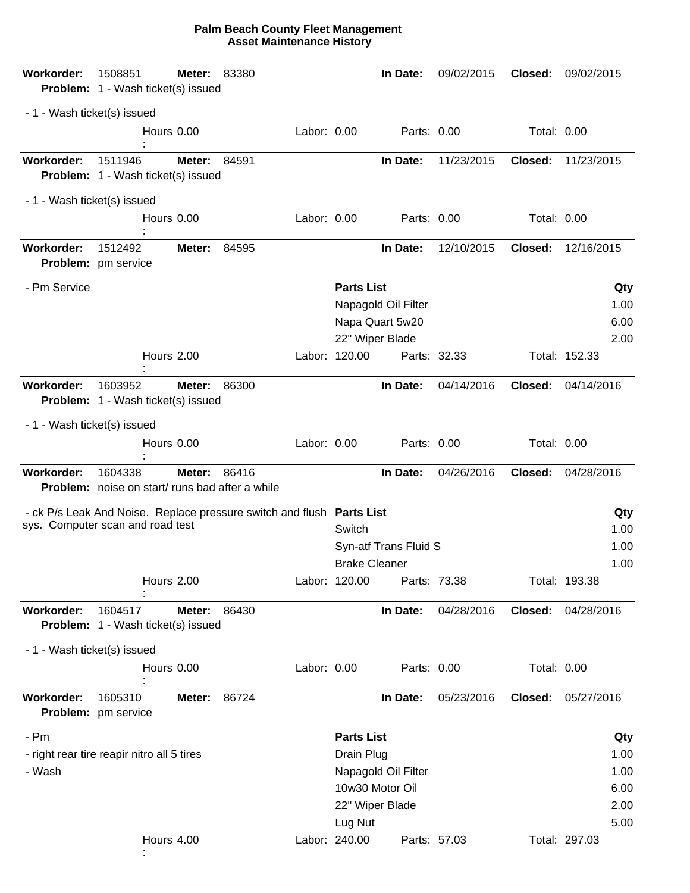# Palm Beach County Fleet Management
## Asset Maintenance History

---

**Workorder:** 1508851 **Meter:** 83380 **In Date:** 09/02/2015 **Closed:** 09/02/2015
**Problem:** 1 - Wash ticket(s) issued

- 1 - Wash ticket(s) issued

Hours: 0.00 Labor: 0.00 Parts: 0.00 Total: 0.00

---

**Workorder:** 1511946 **Meter:** 84591 **In Date:** 11/23/2015 **Closed:** 11/23/2015
**Problem:** 1 - Wash ticket(s) issued

- 1 - Wash ticket(s) issued

Hours: 0.00 Labor: 0.00 Parts: 0.00 Total: 0.00

---

**Workorder:** 1512492 **Meter:** 84595 **In Date:** 12/10/2015 **Closed:** 12/16/2015
**Problem:** pm service

- Pm Service

| Parts List | Qty |
|---|---|
| Napagold Oil Filter | 1.00 |
| Napa Quart 5w20 | 6.00 |
| 22" Wiper Blade | 2.00 |

Hours: 2.00 Labor: 120.00 Parts: 32.33 Total: 152.33

---

**Workorder:** 1603952 **Meter:** 86300 **In Date:** 04/14/2016 **Closed:** 04/14/2016
**Problem:** 1 - Wash ticket(s) issued

- 1 - Wash ticket(s) issued

Hours: 0.00 Labor: 0.00 Parts: 0.00 Total: 0.00

---

**Workorder:** 1604338 **Meter:** 86416 **In Date:** 04/26/2016 **Closed:** 04/28/2016
**Problem:** noise on start/ runs bad after a while

- ck P/s Leak And Noise. Replace pressure switch and flush sys. Computer scan and road test

| Parts List | Qty |
|---|---|
| Switch | 1.00 |
| Syn-atf Trans Fluid S | 1.00 |
| Brake Cleaner | 1.00 |

Hours: 2.00 Labor: 120.00 Parts: 73.38 Total: 193.38

---

**Workorder:** 1604517 **Meter:** 86430 **In Date:** 04/28/2016 **Closed:** 04/28/2016
**Problem:** 1 - Wash ticket(s) issued

- 1 - Wash ticket(s) issued

Hours: 0.00 Labor: 0.00 Parts: 0.00 Total: 0.00

---

**Workorder:** 1605310 **Meter:** 86724 **In Date:** 05/23/2016 **Closed:** 05/27/2016
**Problem:** pm service

- Pm
- right rear tire reapir nitro all 5 tires
- Wash

| Parts List | Qty |
|---|---|
| Drain Plug | 1.00 |
| Napagold Oil Filter | 1.00 |
| 10w30 Motor Oil | 6.00 |
| 22" Wiper Blade | 2.00 |
| Lug Nut | 5.00 |

Hours: 4.00 Labor: 240.00 Parts: 57.03 Total: 297.03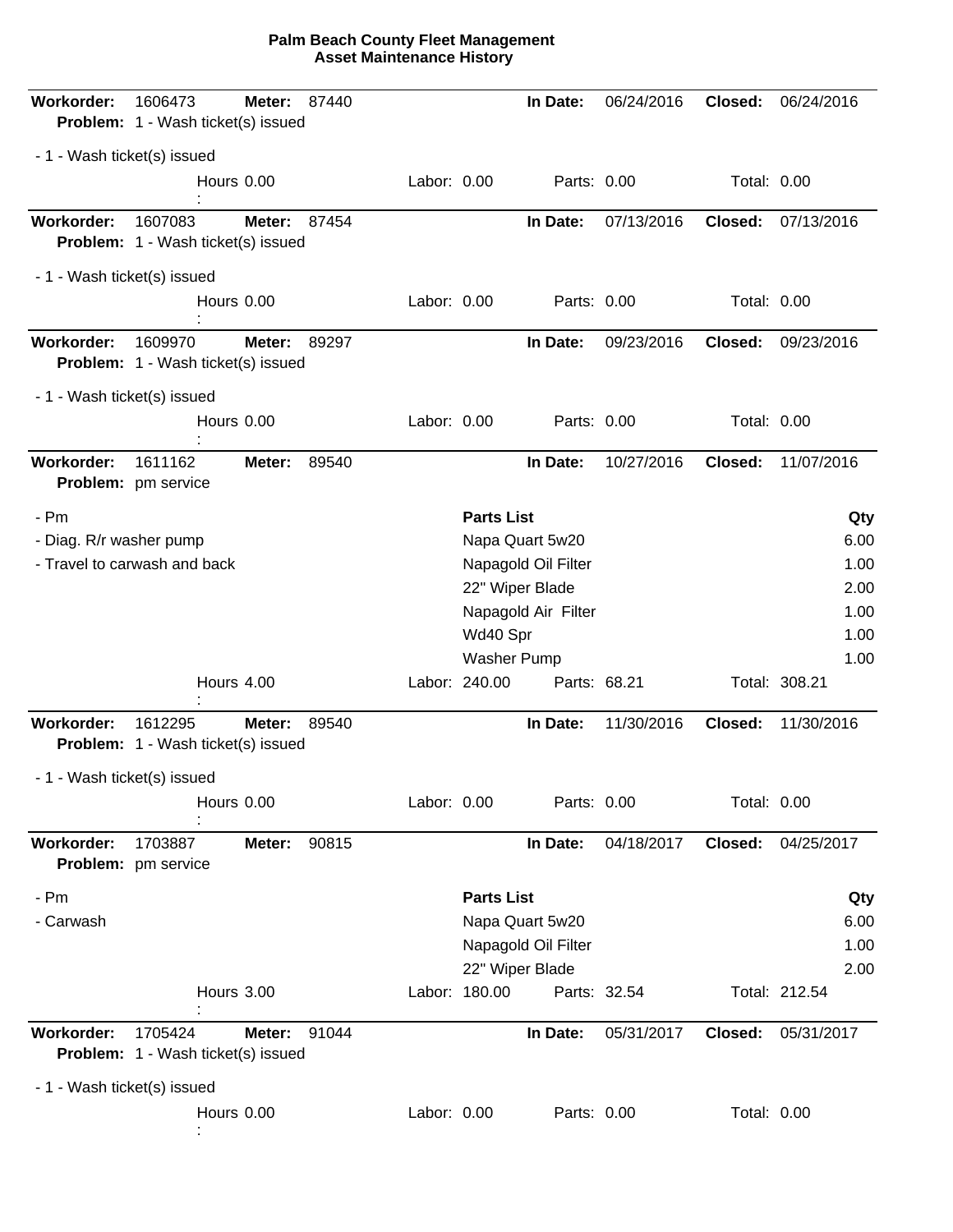# Palm Beach County Fleet Management
## Asset Maintenance History

---

**Workorder:** 1606473 **Meter:** 87440 **In Date:** 06/24/2016 **Closed:** 06/24/2016
**Problem:** 1 - Wash ticket(s) issued

- 1 - Wash ticket(s) issued

Hours: 0.00 Labor: 0.00 Parts: 0.00 Total: 0.00

---

**Workorder:** 1607083 **Meter:** 87454 **In Date:** 07/13/2016 **Closed:** 07/13/2016
**Problem:** 1 - Wash ticket(s) issued

- 1 - Wash ticket(s) issued

Hours: 0.00 Labor: 0.00 Parts: 0.00 Total: 0.00

---

**Workorder:** 1609970 **Meter:** 89297 **In Date:** 09/23/2016 **Closed:** 09/23/2016
**Problem:** 1 - Wash ticket(s) issued

- 1 - Wash ticket(s) issued

Hours: 0.00 Labor: 0.00 Parts: 0.00 Total: 0.00

---

**Workorder:** 1611162 **Meter:** 89540 **In Date:** 10/27/2016 **Closed:** 11/07/2016
**Problem:** pm service

- Pm
- Diag. R/r washer pump
- Travel to carwash and back

| Parts List | Qty |
|---|---|
| Napa Quart 5w20 | 6.00 |
| Napagold Oil Filter | 1.00 |
| 22" Wiper Blade | 2.00 |
| Napagold Air Filter | 1.00 |
| Wd40 Spr | 1.00 |
| Washer Pump | 1.00 |

Hours: 4.00 Labor: 240.00 Parts: 68.21 Total: 308.21

---

**Workorder:** 1612295 **Meter:** 89540 **In Date:** 11/30/2016 **Closed:** 11/30/2016
**Problem:** 1 - Wash ticket(s) issued

- 1 - Wash ticket(s) issued

Hours: 0.00 Labor: 0.00 Parts: 0.00 Total: 0.00

---

**Workorder:** 1703887 **Meter:** 90815 **In Date:** 04/18/2017 **Closed:** 04/25/2017
**Problem:** pm service

- Pm
- Carwash

| Parts List | Qty |
|---|---|
| Napa Quart 5w20 | 6.00 |
| Napagold Oil Filter | 1.00 |
| 22" Wiper Blade | 2.00 |

Hours: 3.00 Labor: 180.00 Parts: 32.54 Total: 212.54

---

**Workorder:** 1705424 **Meter:** 91044 **In Date:** 05/31/2017 **Closed:** 05/31/2017
**Problem:** 1 - Wash ticket(s) issued

- 1 - Wash ticket(s) issued

Hours: 0.00 Labor: 0.00 Parts: 0.00 Total: 0.00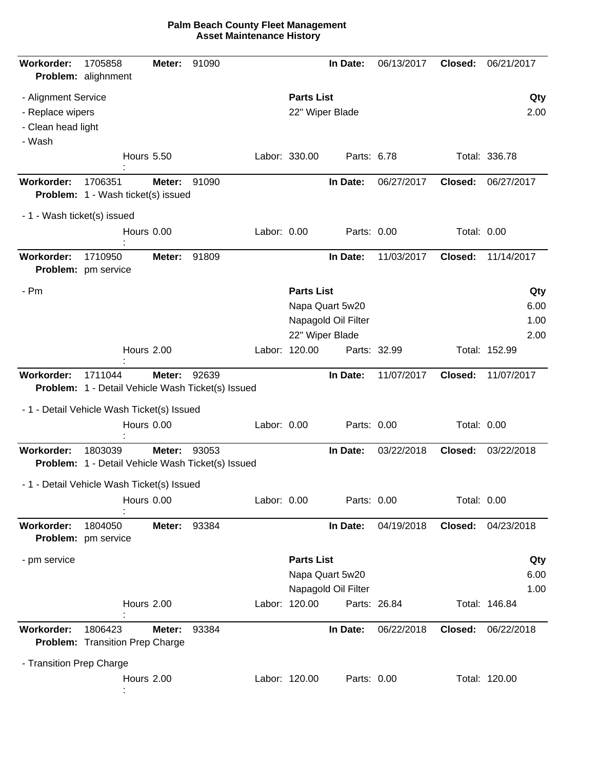**Palm Beach County Fleet Management**
**Asset Maintenance History**

---

**Workorder:** 1705858 **Meter:** 91090 **In Date:** 06/13/2017 **Closed:** 06/21/2017
**Problem:** alighnment

- Alignment Service
- Replace wipers
- Clean head light
- Wash

| Parts List | Qty |
|---|---|
| 22" Wiper Blade | 2.00 |

Hours: 5.50 Labor: 330.00 Parts: 6.78 Total: 336.78

---

**Workorder:** 1706351 **Meter:** 91090 **In Date:** 06/27/2017 **Closed:** 06/27/2017
**Problem:** 1 - Wash ticket(s) issued

- 1 - Wash ticket(s) issued

Hours: 0.00 Labor: 0.00 Parts: 0.00 Total: 0.00

---

**Workorder:** 1710950 **Meter:** 91809 **In Date:** 11/03/2017 **Closed:** 11/14/2017
**Problem:** pm service

- Pm

| Parts List | Qty |
|---|---|
| Napa Quart 5w20 | 6.00 |
| Napagold Oil Filter | 1.00 |
| 22" Wiper Blade | 2.00 |

Hours: 2.00 Labor: 120.00 Parts: 32.99 Total: 152.99

---

**Workorder:** 1711044 **Meter:** 92639 **In Date:** 11/07/2017 **Closed:** 11/07/2017
**Problem:** 1 - Detail Vehicle Wash Ticket(s) Issued

- 1 - Detail Vehicle Wash Ticket(s) Issued

Hours: 0.00 Labor: 0.00 Parts: 0.00 Total: 0.00

---

**Workorder:** 1803039 **Meter:** 93053 **In Date:** 03/22/2018 **Closed:** 03/22/2018
**Problem:** 1 - Detail Vehicle Wash Ticket(s) Issued

- 1 - Detail Vehicle Wash Ticket(s) Issued

Hours: 0.00 Labor: 0.00 Parts: 0.00 Total: 0.00

---

**Workorder:** 1804050 **Meter:** 93384 **In Date:** 04/19/2018 **Closed:** 04/23/2018
**Problem:** pm service

- pm service

| Parts List | Qty |
|---|---|
| Napa Quart 5w20 | 6.00 |
| Napagold Oil Filter | 1.00 |

Hours: 2.00 Labor: 120.00 Parts: 26.84 Total: 146.84

---

**Workorder:** 1806423 **Meter:** 93384 **In Date:** 06/22/2018 **Closed:** 06/22/2018
**Problem:** Transition Prep Charge

- Transition Prep Charge

Hours: 2.00 Labor: 120.00 Parts: 0.00 Total: 120.00